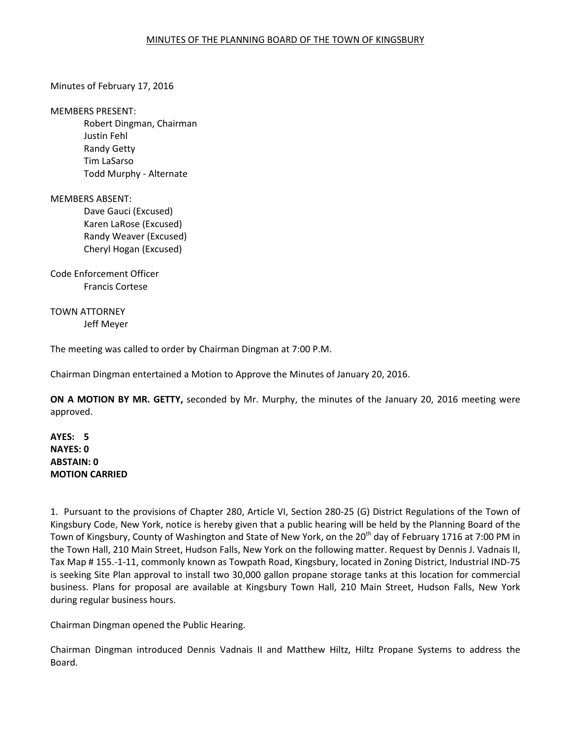MINUTES OF THE PLANNING BOARD OF THE TOWN OF KINGSBURY

Minutes of February 17, 2016

MEMBERS PRESENT:
- Robert Dingman, Chairman
- Justin Fehl
- Randy Getty
- Tim LaSarso
- Todd Murphy - Alternate

MEMBERS ABSENT:
- Dave Gauci (Excused)
- Karen LaRose (Excused)
- Randy Weaver (Excused)
- Cheryl Hogan (Excused)

Code Enforcement Officer
- Francis Cortese

TOWN ATTORNEY
- Jeff Meyer

The meeting was called to order by Chairman Dingman at 7:00 P.M.

Chairman Dingman entertained a Motion to Approve the Minutes of January 20, 2016.

**ON A MOTION BY MR. GETTY,** seconded by Mr. Murphy, the minutes of the January 20, 2016 meeting were approved.

**AYES: 5**
**NAYES: 0**
**ABSTAIN: 0**
**MOTION CARRIED**

1. Pursuant to the provisions of Chapter 280, Article VI, Section 280-25 (G) District Regulations of the Town of Kingsbury Code, New York, notice is hereby given that a public hearing will be held by the Planning Board of the Town of Kingsbury, County of Washington and State of New York, on the 20th day of February 1716 at 7:00 PM in the Town Hall, 210 Main Street, Hudson Falls, New York on the following matter. Request by Dennis J. Vadnais II, Tax Map # 155.-1-11, commonly known as Towpath Road, Kingsbury, located in Zoning District, Industrial IND-75 is seeking Site Plan approval to install two 30,000 gallon propane storage tanks at this location for commercial business. Plans for proposal are available at Kingsbury Town Hall, 210 Main Street, Hudson Falls, New York during regular business hours.

Chairman Dingman opened the Public Hearing.

Chairman Dingman introduced Dennis Vadnais II and Matthew Hiltz, Hiltz Propane Systems to address the Board.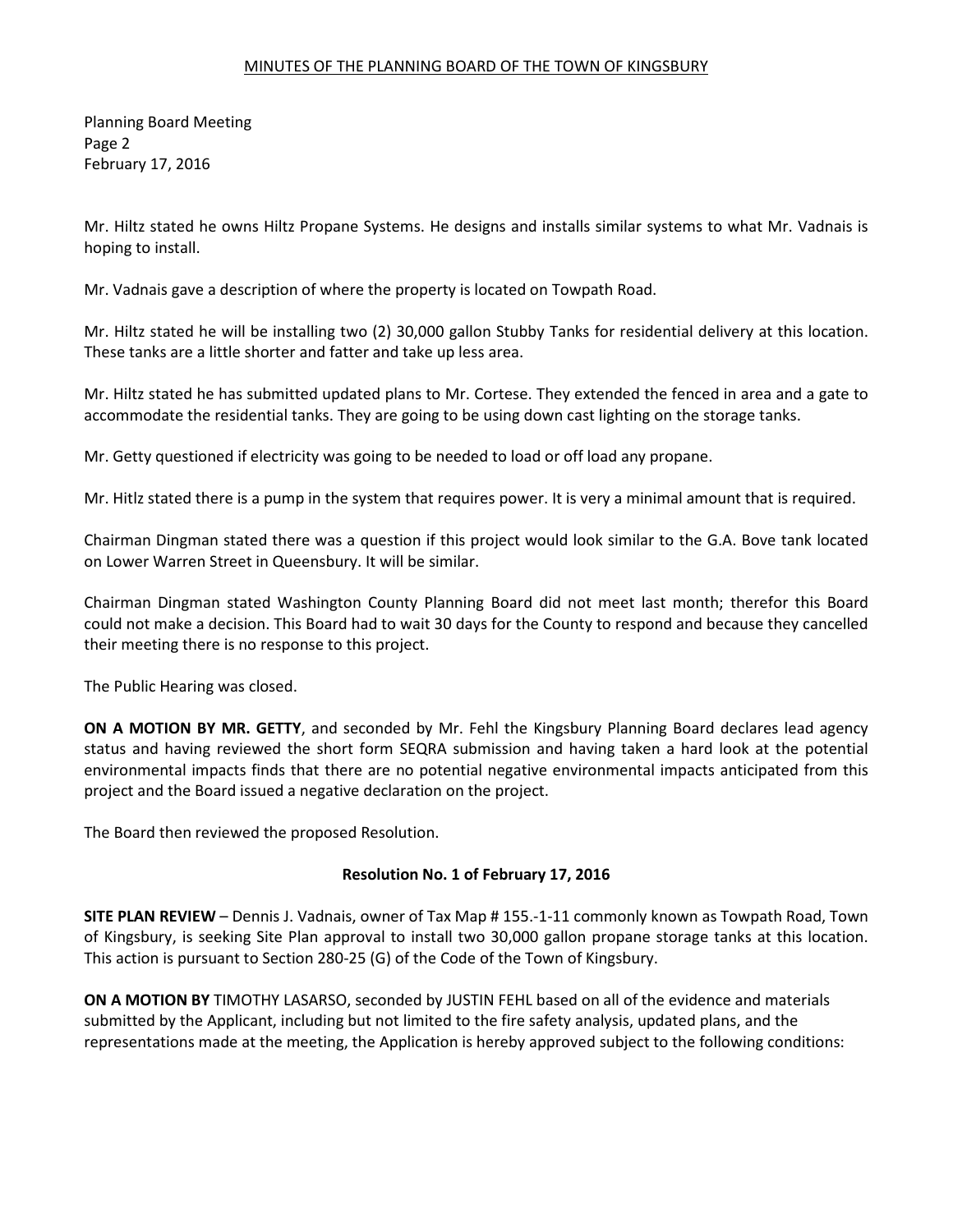MINUTES OF THE PLANNING BOARD OF THE TOWN OF KINGSBURY

Planning Board Meeting
Page 2
February 17, 2016

Mr. Hiltz stated he owns Hiltz Propane Systems. He designs and installs similar systems to what Mr. Vadnais is hoping to install.

Mr. Vadnais gave a description of where the property is located on Towpath Road.

Mr. Hiltz stated he will be installing two (2) 30,000 gallon Stubby Tanks for residential delivery at this location. These tanks are a little shorter and fatter and take up less area.

Mr. Hiltz stated he has submitted updated plans to Mr. Cortese. They extended the fenced in area and a gate to accommodate the residential tanks. They are going to be using down cast lighting on the storage tanks.

Mr. Getty questioned if electricity was going to be needed to load or off load any propane.

Mr. Hitlz stated there is a pump in the system that requires power. It is very a minimal amount that is required.

Chairman Dingman stated there was a question if this project would look similar to the G.A. Bove tank located on Lower Warren Street in Queensbury. It will be similar.

Chairman Dingman stated Washington County Planning Board did not meet last month; therefor this Board could not make a decision. This Board had to wait 30 days for the County to respond and because they cancelled their meeting there is no response to this project.

The Public Hearing was closed.

**ON A MOTION BY MR. GETTY**, and seconded by Mr. Fehl the Kingsbury Planning Board declares lead agency status and having reviewed the short form SEQRA submission and having taken a hard look at the potential environmental impacts finds that there are no potential negative environmental impacts anticipated from this project and the Board issued a negative declaration on the project.

The Board then reviewed the proposed Resolution.

**Resolution No. 1 of February 17, 2016**

**SITE PLAN REVIEW** – Dennis J. Vadnais, owner of Tax Map # 155.-1-11 commonly known as Towpath Road, Town of Kingsbury, is seeking Site Plan approval to install two 30,000 gallon propane storage tanks at this location. This action is pursuant to Section 280-25 (G) of the Code of the Town of Kingsbury.

**ON A MOTION BY** TIMOTHY LASARSO, seconded by JUSTIN FEHL based on all of the evidence and materials submitted by the Applicant, including but not limited to the fire safety analysis, updated plans, and the representations made at the meeting, the Application is hereby approved subject to the following conditions: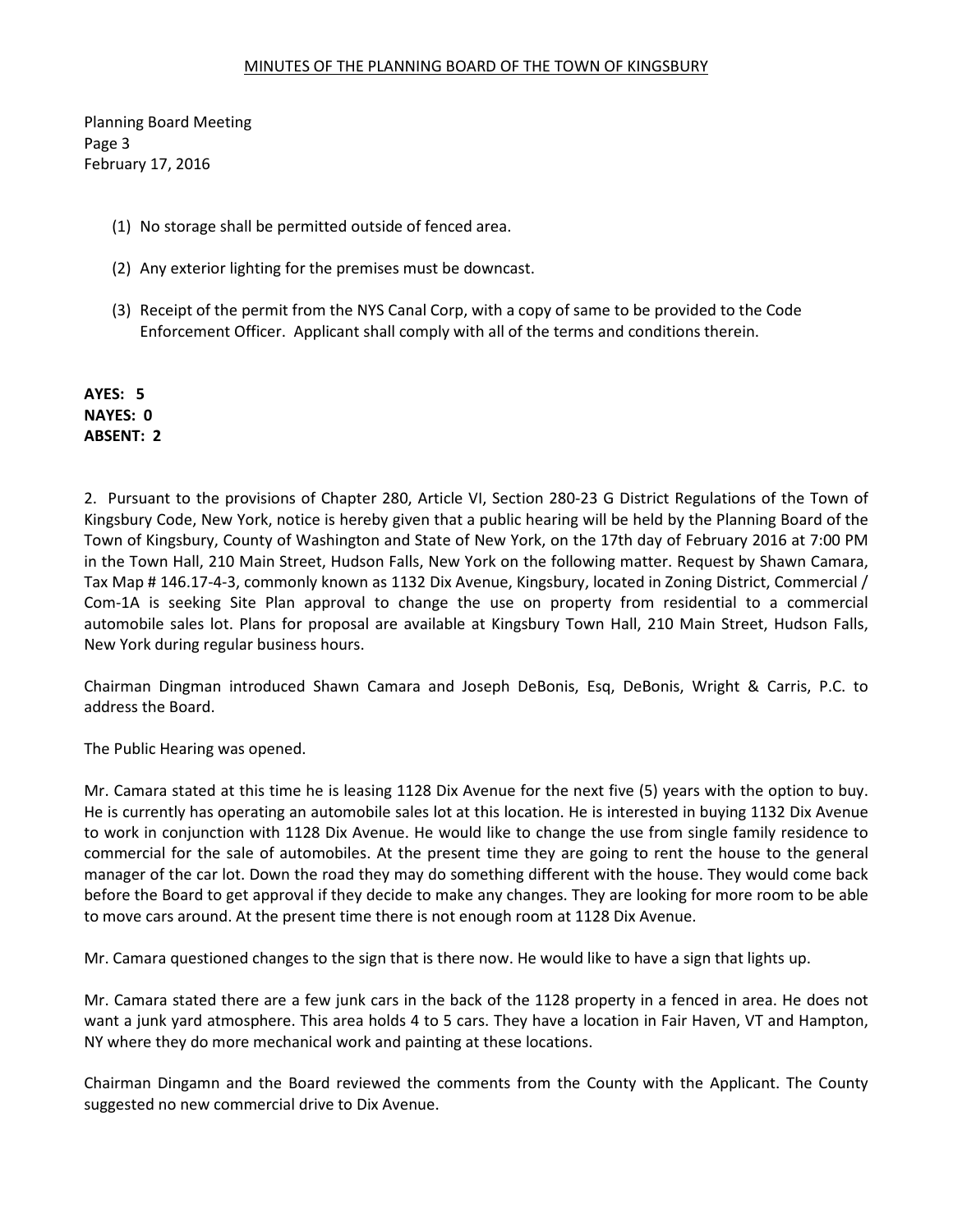(1) No storage shall be permitted outside of fenced area.

(2) Any exterior lighting for the premises must be downcast.

(3) Receipt of the permit from the NYS Canal Corp, with a copy of same to be provided to the Code Enforcement Officer. Applicant shall comply with all of the terms and conditions therein.

**AYES: 5**
**NAYES: 0**
**ABSENT: 2**

2. Pursuant to the provisions of Chapter 280, Article VI, Section 280-23 G District Regulations of the Town of Kingsbury Code, New York, notice is hereby given that a public hearing will be held by the Planning Board of the Town of Kingsbury, County of Washington and State of New York, on the 17th day of February 2016 at 7:00 PM in the Town Hall, 210 Main Street, Hudson Falls, New York on the following matter. Request by Shawn Camara, Tax Map # 146.17-4-3, commonly known as 1132 Dix Avenue, Kingsbury, located in Zoning District, Commercial / Com-1A is seeking Site Plan approval to change the use on property from residential to a commercial automobile sales lot. Plans for proposal are available at Kingsbury Town Hall, 210 Main Street, Hudson Falls, New York during regular business hours.

Chairman Dingman introduced Shawn Camara and Joseph DeBonis, Esq, DeBonis, Wright & Carris, P.C. to address the Board.

The Public Hearing was opened.

Mr. Camara stated at this time he is leasing 1128 Dix Avenue for the next five (5) years with the option to buy. He is currently has operating an automobile sales lot at this location. He is interested in buying 1132 Dix Avenue to work in conjunction with 1128 Dix Avenue. He would like to change the use from single family residence to commercial for the sale of automobiles. At the present time they are going to rent the house to the general manager of the car lot. Down the road they may do something different with the house. They would come back before the Board to get approval if they decide to make any changes. They are looking for more room to be able to move cars around. At the present time there is not enough room at 1128 Dix Avenue.

Mr. Camara questioned changes to the sign that is there now. He would like to have a sign that lights up.

Mr. Camara stated there are a few junk cars in the back of the 1128 property in a fenced in area. He does not want a junk yard atmosphere. This area holds 4 to 5 cars. They have a location in Fair Haven, VT and Hampton, NY where they do more mechanical work and painting at these locations.

Chairman Dingamn and the Board reviewed the comments from the County with the Applicant. The County suggested no new commercial drive to Dix Avenue.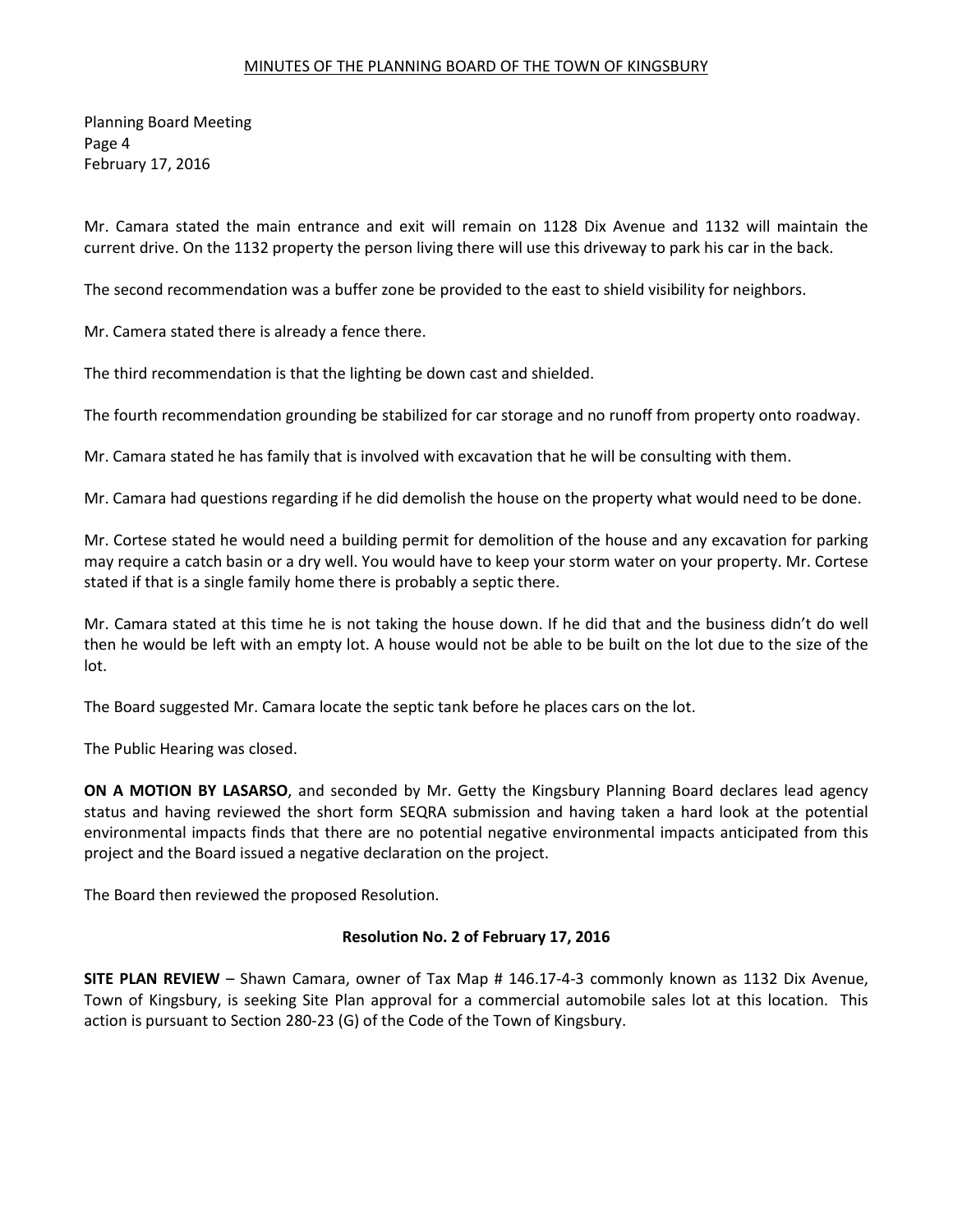MINUTES OF THE PLANNING BOARD OF THE TOWN OF KINGSBURY

Planning Board Meeting
Page 4
February 17, 2016

Mr. Camara stated the main entrance and exit will remain on 1128 Dix Avenue and 1132 will maintain the current drive. On the 1132 property the person living there will use this driveway to park his car in the back.

The second recommendation was a buffer zone be provided to the east to shield visibility for neighbors.

Mr. Camera stated there is already a fence there.

The third recommendation is that the lighting be down cast and shielded.

The fourth recommendation grounding be stabilized for car storage and no runoff from property onto roadway.

Mr. Camara stated he has family that is involved with excavation that he will be consulting with them.

Mr. Camara had questions regarding if he did demolish the house on the property what would need to be done.

Mr. Cortese stated he would need a building permit for demolition of the house and any excavation for parking may require a catch basin or a dry well. You would have to keep your storm water on your property. Mr. Cortese stated if that is a single family home there is probably a septic there.

Mr. Camara stated at this time he is not taking the house down. If he did that and the business didn't do well then he would be left with an empty lot. A house would not be able to be built on the lot due to the size of the lot.

The Board suggested Mr. Camara locate the septic tank before he places cars on the lot.

The Public Hearing was closed.

**ON A MOTION BY LASARSO**, and seconded by Mr. Getty the Kingsbury Planning Board declares lead agency status and having reviewed the short form SEQRA submission and having taken a hard look at the potential environmental impacts finds that there are no potential negative environmental impacts anticipated from this project and the Board issued a negative declaration on the project.

The Board then reviewed the proposed Resolution.

**Resolution No. 2 of February 17, 2016**

**SITE PLAN REVIEW** – Shawn Camara, owner of Tax Map # 146.17-4-3 commonly known as 1132 Dix Avenue, Town of Kingsbury, is seeking Site Plan approval for a commercial automobile sales lot at this location. This action is pursuant to Section 280-23 (G) of the Code of the Town of Kingsbury.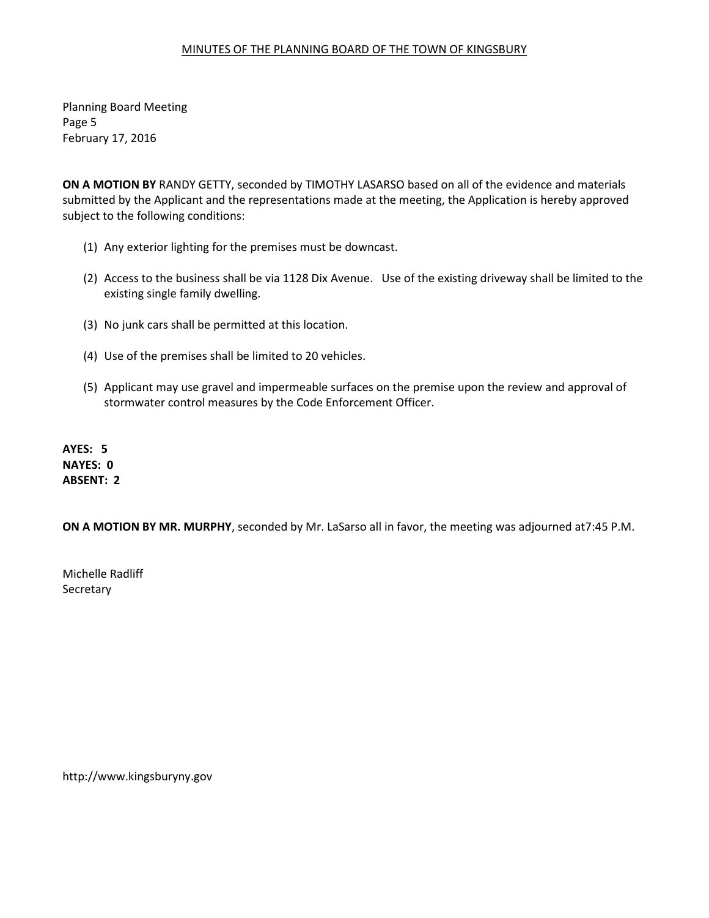ON A MOTION BY RANDY GETTY, seconded by TIMOTHY LASARSO based on all of the evidence and materials submitted by the Applicant and the representations made at the meeting, the Application is hereby approved subject to the following conditions:

(1) Any exterior lighting for the premises must be downcast.

(2) Access to the business shall be via 1128 Dix Avenue. Use of the existing driveway shall be limited to the existing single family dwelling.

(3) No junk cars shall be permitted at this location.

(4) Use of the premises shall be limited to 20 vehicles.

(5) Applicant may use gravel and impermeable surfaces on the premise upon the review and approval of stormwater control measures by the Code Enforcement Officer.

**AYES: 5**
**NAYES: 0**
**ABSENT: 2**

**ON A MOTION BY MR. MURPHY**, seconded by Mr. LaSarso all in favor, the meeting was adjourned at7:45 P.M.

Michelle Radliff
Secretary

http://www.kingsburyny.gov